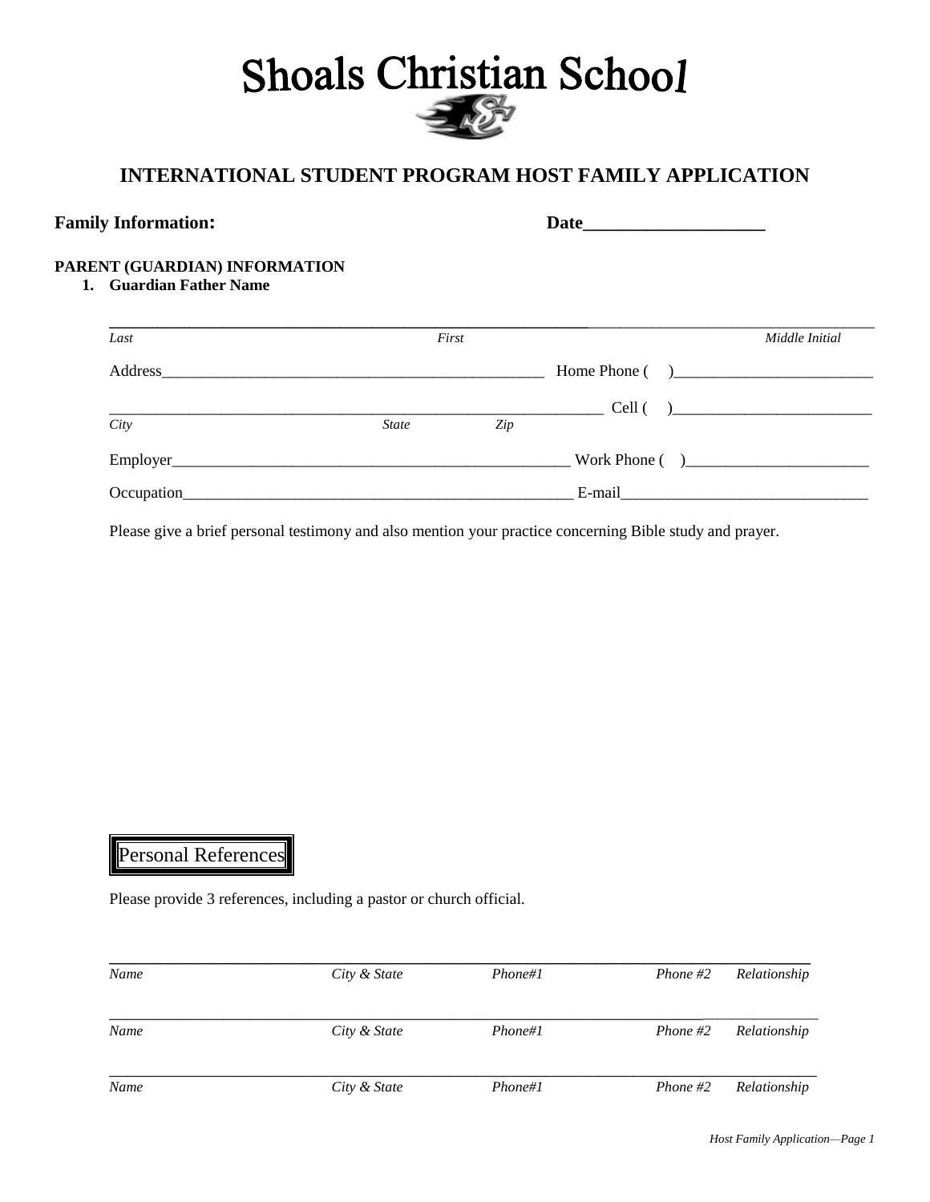# Shoals Christian School

## INTERNATIONAL STUDENT PROGRAM HOST FAMILY APPLICATION

**Family Information:** **Date____________________**

**PARENT (GUARDIAN) INFORMATION**

1. **Guardian Father Name**

_____________________________________________________________________________

*Last* *First* *Middle Initial*

Address__________________________________________________ Home Phone ( )_________________________

______________________________________________________________ Cell ( )_________________________

*City* *State* *Zip*

Employer____________________________________________________ Work Phone ( )_______________________

Occupation__________________________________________________ E-mail______________________________

Please give a brief personal testimony and also mention your practice concerning Bible study and prayer.

## Personal References

Please provide 3 references, including a pastor or church official.

_____________________________________________________________________________

*Name* *City & State* *Phone#1* *Phone #2* *Relationship*

_____________________________________________________________________________

*Name* *City & State* *Phone#1* *Phone #2* *Relationship*

_____________________________________________________________________________

*Name* *City & State* *Phone#1* *Phone #2* *Relationship*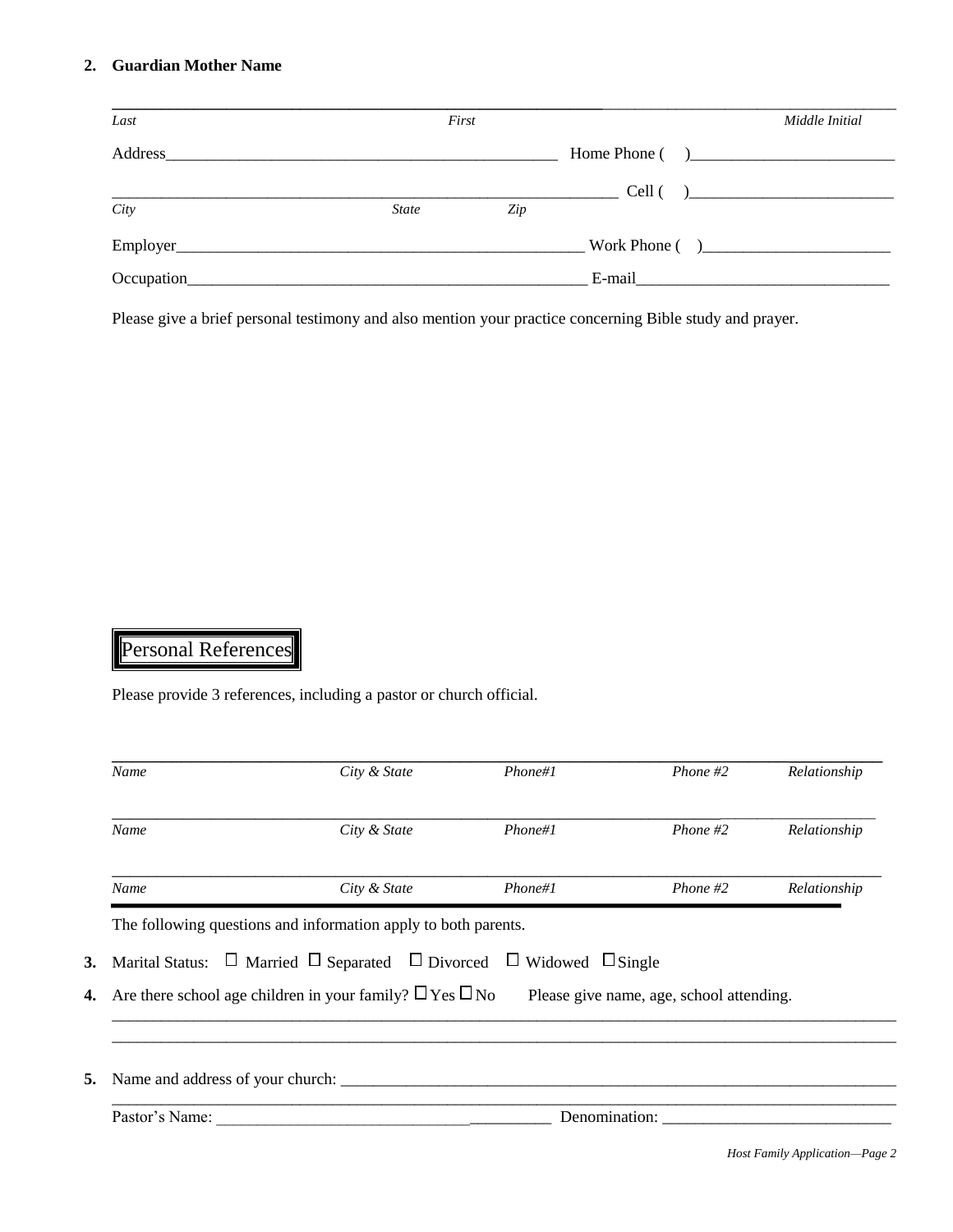**2. Guardian Mother Name**

______________________________________________________________________________

*Last* *First* *Middle Initial*

Address_______________________________________________ Home Phone ( )_______________________

_____________________________________________________ Cell ( )_______________________

*City* *State* *Zip*

Employer______________________________________________ Work Phone ( )_____________________

Occupation____________________________________________ E-mail___________________________

Please give a brief personal testimony and also mention your practice concerning Bible study and prayer.

## Personal References

Please provide 3 references, including a pastor or church official.

| *Name* | *City & State* | *Phone#1* | *Phone #2* | *Relationship* |
|---|---|---|---|---|
| | | | | |
| | | | | |
| | | | | |

The following questions and information apply to both parents.

**3.** Marital Status: ☐ Married ☐ Separated ☐ Divorced ☐ Widowed ☐ Single

**4.** Are there school age children in your family? ☐ Yes ☐ No Please give name, age, school attending.

______________________________________________________________________________

______________________________________________________________________________

**5.** Name and address of your church: _______________________________________________

______________________________________________________________________________

Pastor's Name: ___________________________________ Denomination: ______________________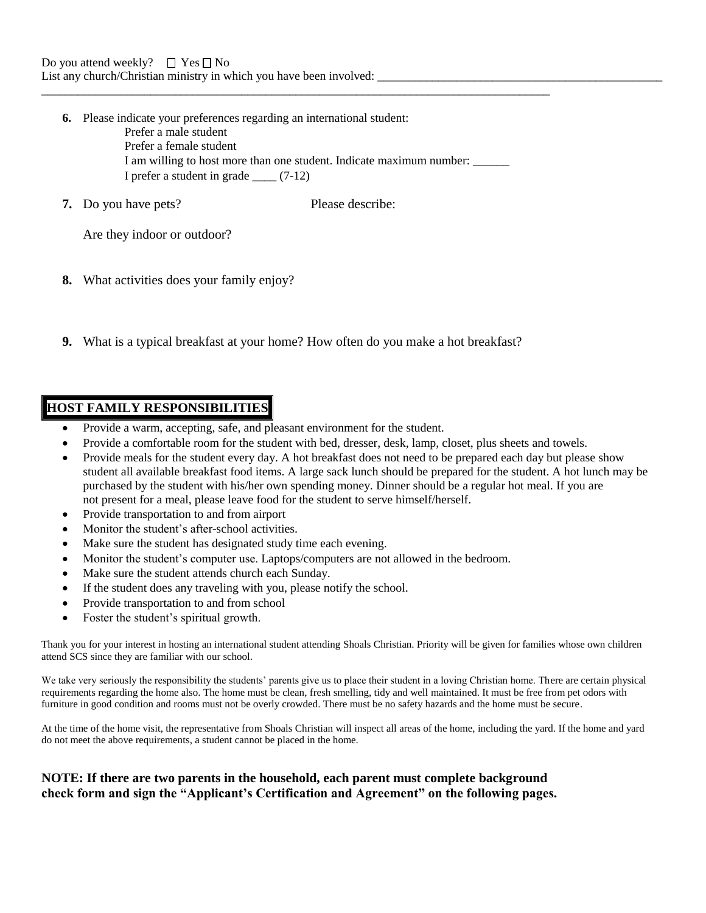Do you attend weekly? ☐ Yes ☐ No

List any church/Christian ministry in which you have been involved: ________________________________________________

________________________________________________________________________________________

**6.** Please indicate your preferences regarding an international student:

Prefer a male student

Prefer a female student

I am willing to host more than one student. Indicate maximum number: ______

I prefer a student in grade ____ (7-12)

**7.** Do you have pets? Please describe:

Are they indoor or outdoor?

**8.** What activities does your family enjoy?

**9.** What is a typical breakfast at your home? How often do you make a hot breakfast?

## HOST FAMILY RESPONSIBILITIES

- Provide a warm, accepting, safe, and pleasant environment for the student.
- Provide a comfortable room for the student with bed, dresser, desk, lamp, closet, plus sheets and towels.
- Provide meals for the student every day. A hot breakfast does not need to be prepared each day but please show student all available breakfast food items. A large sack lunch should be prepared for the student. A hot lunch may be purchased by the student with his/her own spending money. Dinner should be a regular hot meal. If you are not present for a meal, please leave food for the student to serve himself/herself.
- Provide transportation to and from airport
- Monitor the student's after-school activities.
- Make sure the student has designated study time each evening.
- Monitor the student's computer use. Laptops/computers are not allowed in the bedroom.
- Make sure the student attends church each Sunday.
- If the student does any traveling with you, please notify the school.
- Provide transportation to and from school
- Foster the student's spiritual growth.

Thank you for your interest in hosting an international student attending Shoals Christian. Priority will be given for families whose own children attend SCS since they are familiar with our school.

We take very seriously the responsibility the students' parents give us to place their student in a loving Christian home. There are certain physical requirements regarding the home also. The home must be clean, fresh smelling, tidy and well maintained. It must be free from pet odors with furniture in good condition and rooms must not be overly crowded. There must be no safety hazards and the home must be secure.

At the time of the home visit, the representative from Shoals Christian will inspect all areas of the home, including the yard. If the home and yard do not meet the above requirements, a student cannot be placed in the home.

**NOTE: If there are two parents in the household, each parent must complete background check form and sign the "Applicant's Certification and Agreement" on the following pages.**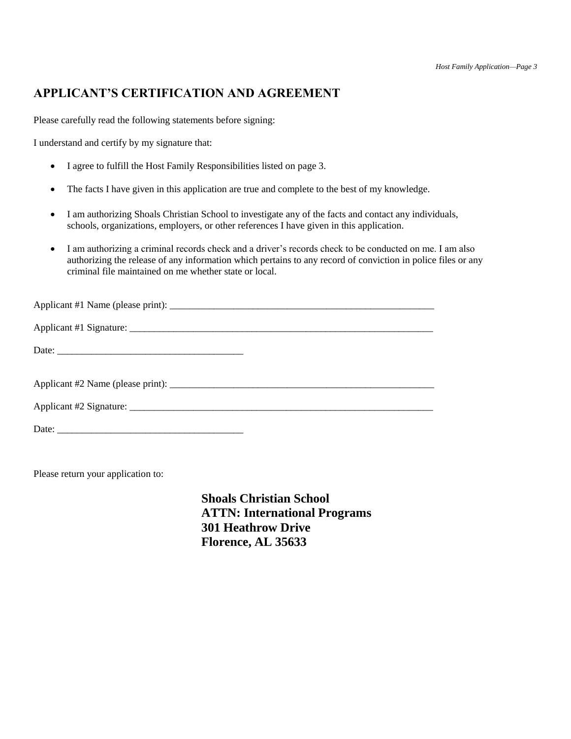## APPLICANT'S CERTIFICATION AND AGREEMENT

Please carefully read the following statements before signing:

I understand and certify by my signature that:

- I agree to fulfill the Host Family Responsibilities listed on page 3.
- The facts I have given in this application are true and complete to the best of my knowledge.
- I am authorizing Shoals Christian School to investigate any of the facts and contact any individuals, schools, organizations, employers, or other references I have given in this application.
- I am authorizing a criminal records check and a driver's records check to be conducted on me. I am also authorizing the release of any information which pertains to any record of conviction in police files or any criminal file maintained on me whether state or local.

Applicant #1 Name (please print): ________________________________________________________

Applicant #1 Signature: ________________________________________________________________

Date: ______________________________________

Applicant #2 Name (please print): ________________________________________________________

Applicant #2 Signature: ________________________________________________________________

Date: ______________________________________

Please return your application to:

**Shoals Christian School**
**ATTN: International Programs**
**301 Heathrow Drive**
**Florence, AL 35633**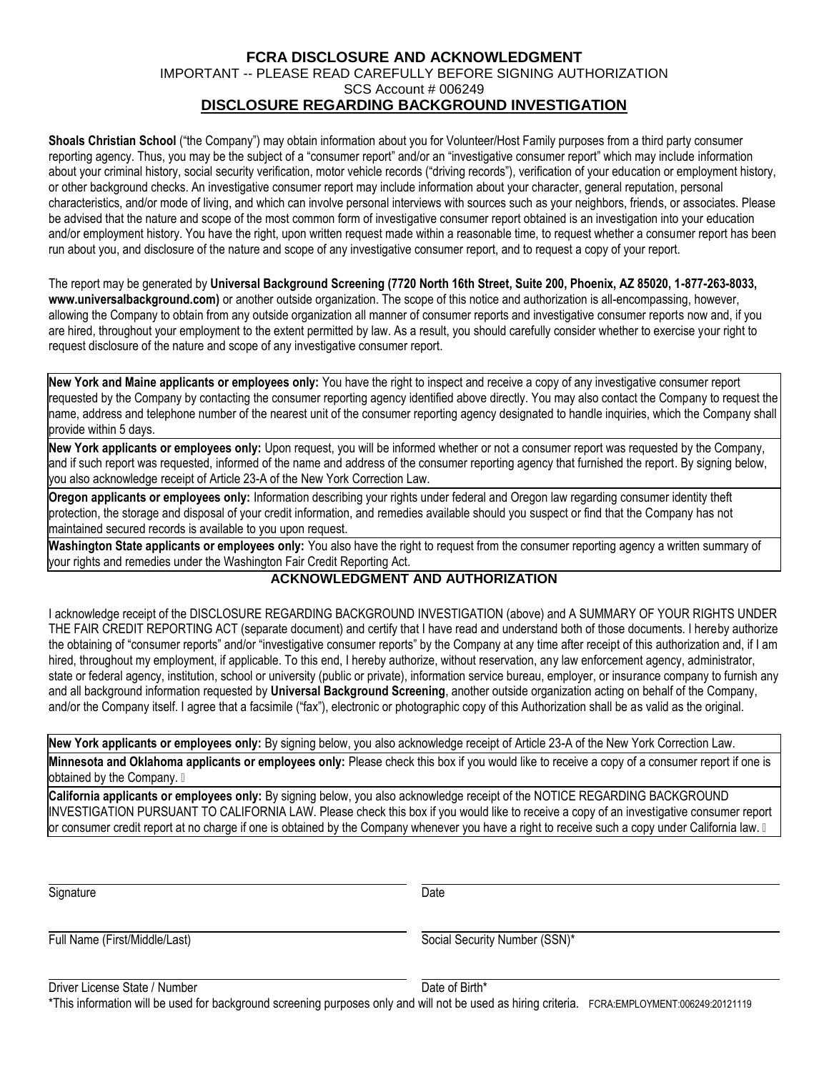# FCRA DISCLOSURE AND ACKNOWLEDGMENT

IMPORTANT -- PLEASE READ CAREFULLY BEFORE SIGNING AUTHORIZATION

SCS Account # 006249

## DISCLOSURE REGARDING BACKGROUND INVESTIGATION

**Shoals Christian School** ("the Company") may obtain information about you for Volunteer/Host Family purposes from a third party consumer reporting agency. Thus, you may be the subject of a "consumer report" and/or an "investigative consumer report" which may include information about your criminal history, social security verification, motor vehicle records ("driving records"), verification of your education or employment history, or other background checks. An investigative consumer report may include information about your character, general reputation, personal characteristics, and/or mode of living, and which can involve personal interviews with sources such as your neighbors, friends, or associates. Please be advised that the nature and scope of the most common form of investigative consumer report obtained is an investigation into your education and/or employment history. You have the right, upon written request made within a reasonable time, to request whether a consumer report has been run about you, and disclosure of the nature and scope of any investigative consumer report, and to request a copy of your report.

The report may be generated by **Universal Background Screening (7720 North 16th Street, Suite 200, Phoenix, AZ 85020, 1-877-263-8033, www.universalbackground.com)** or another outside organization. The scope of this notice and authorization is all-encompassing, however, allowing the Company to obtain from any outside organization all manner of consumer reports and investigative consumer reports now and, if you are hired, throughout your employment to the extent permitted by law. As a result, you should carefully consider whether to exercise your right to request disclosure of the nature and scope of any investigative consumer report.

**New York and Maine applicants or employees only:** You have the right to inspect and receive a copy of any investigative consumer report requested by the Company by contacting the consumer reporting agency identified above directly. You may also contact the Company to request the name, address and telephone number of the nearest unit of the consumer reporting agency designated to handle inquiries, which the Company shall provide within 5 days.

**New York applicants or employees only:** Upon request, you will be informed whether or not a consumer report was requested by the Company, and if such report was requested, informed of the name and address of the consumer reporting agency that furnished the report. By signing below, you also acknowledge receipt of Article 23-A of the New York Correction Law.

**Oregon applicants or employees only:** Information describing your rights under federal and Oregon law regarding consumer identity theft protection, the storage and disposal of your credit information, and remedies available should you suspect or find that the Company has not maintained secured records is available to you upon request.

**Washington State applicants or employees only:** You also have the right to request from the consumer reporting agency a written summary of your rights and remedies under the Washington Fair Credit Reporting Act.

## ACKNOWLEDGMENT AND AUTHORIZATION

I acknowledge receipt of the DISCLOSURE REGARDING BACKGROUND INVESTIGATION (above) and A SUMMARY OF YOUR RIGHTS UNDER THE FAIR CREDIT REPORTING ACT (separate document) and certify that I have read and understand both of those documents. I hereby authorize the obtaining of "consumer reports" and/or "investigative consumer reports" by the Company at any time after receipt of this authorization and, if I am hired, throughout my employment, if applicable. To this end, I hereby authorize, without reservation, any law enforcement agency, administrator, state or federal agency, institution, school or university (public or private), information service bureau, employer, or insurance company to furnish any and all background information requested by **Universal Background Screening**, another outside organization acting on behalf of the Company, and/or the Company itself. I agree that a facsimile ("fax"), electronic or photographic copy of this Authorization shall be as valid as the original.

**New York applicants or employees only:** By signing below, you also acknowledge receipt of Article 23-A of the New York Correction Law.

**Minnesota and Oklahoma applicants or employees only:** Please check this box if you would like to receive a copy of a consumer report if one is obtained by the Company. ☐

**California applicants or employees only:** By signing below, you also acknowledge receipt of the NOTICE REGARDING BACKGROUND INVESTIGATION PURSUANT TO CALIFORNIA LAW. Please check this box if you would like to receive a copy of an investigative consumer report or consumer credit report at no charge if one is obtained by the Company whenever you have a right to receive such a copy under California law. ☐

| | |
|---|---|
| Signature | Date |
| Full Name (First/Middle/Last) | Social Security Number (SSN)* |
| Driver License State / Number | Date of Birth* |

*This information will be used for background screening purposes only and will not be used as hiring criteria. FCRA:EMPLOYMENT:006249:20121119